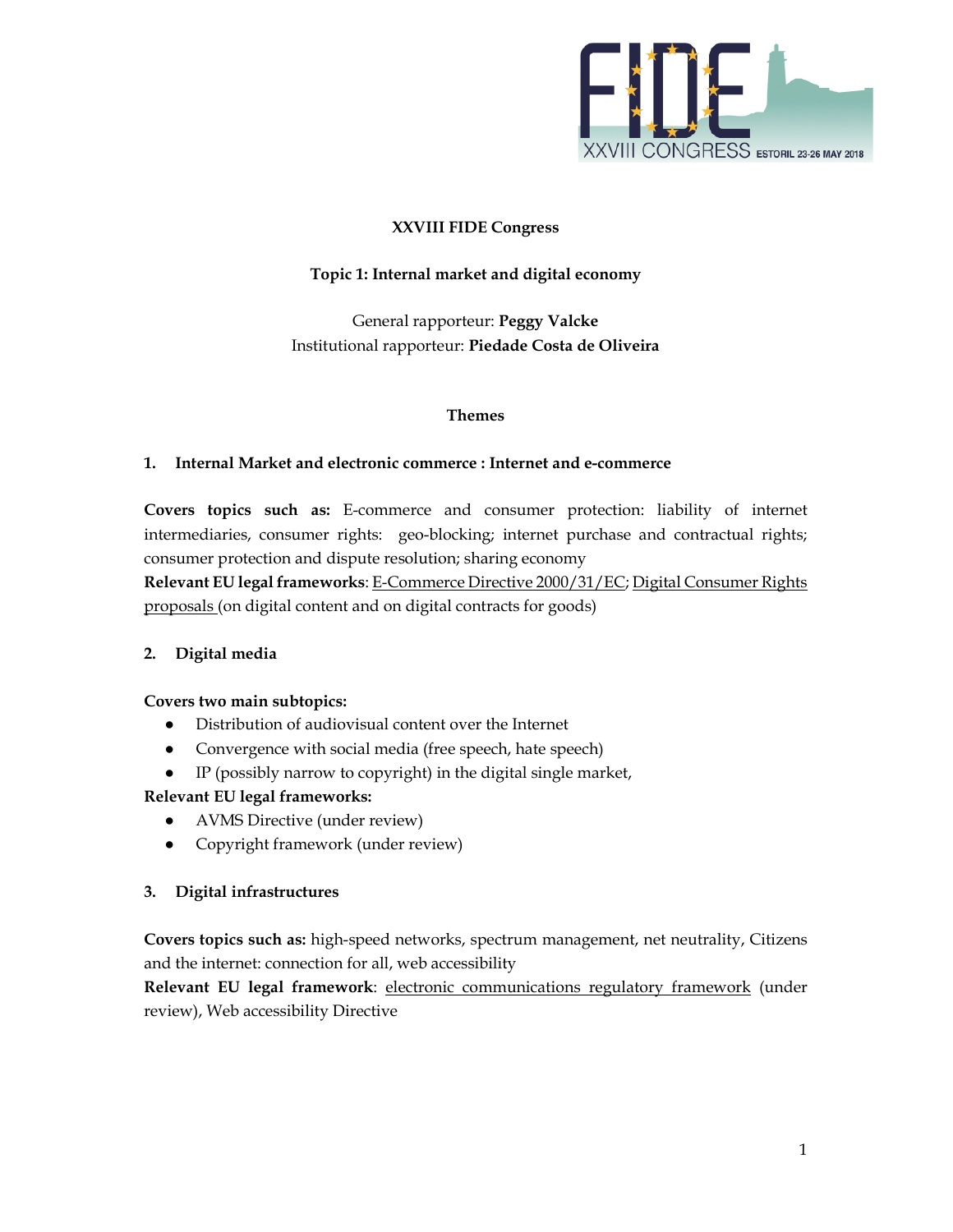# XXVIII FIDE Congress

## Topic 1: Internal market and digital economy

General rapporteur: **Peggy Valcke**
Institutional rapporteur: **Piedade Costa de Oliveira**

### Themes

#### 1. Internal Market and electronic commerce : Internet and e-commerce

**Covers topics such as:** E-commerce and consumer protection: liability of internet intermediaries, consumer rights: geo-blocking; internet purchase and contractual rights; consumer protection and dispute resolution; sharing economy

**Relevant EU legal frameworks**: E-Commerce Directive 2000/31/EC; Digital Consumer Rights proposals (on digital content and on digital contracts for goods)

#### 2. Digital media

**Covers two main subtopics:**

- Distribution of audiovisual content over the Internet
- Convergence with social media (free speech, hate speech)
- IP (possibly narrow to copyright) in the digital single market,

**Relevant EU legal frameworks:**

- AVMS Directive (under review)
- Copyright framework (under review)

#### 3. Digital infrastructures

**Covers topics such as:** high-speed networks, spectrum management, net neutrality, Citizens and the internet: connection for all, web accessibility

**Relevant EU legal framework**: electronic communications regulatory framework (under review), Web accessibility Directive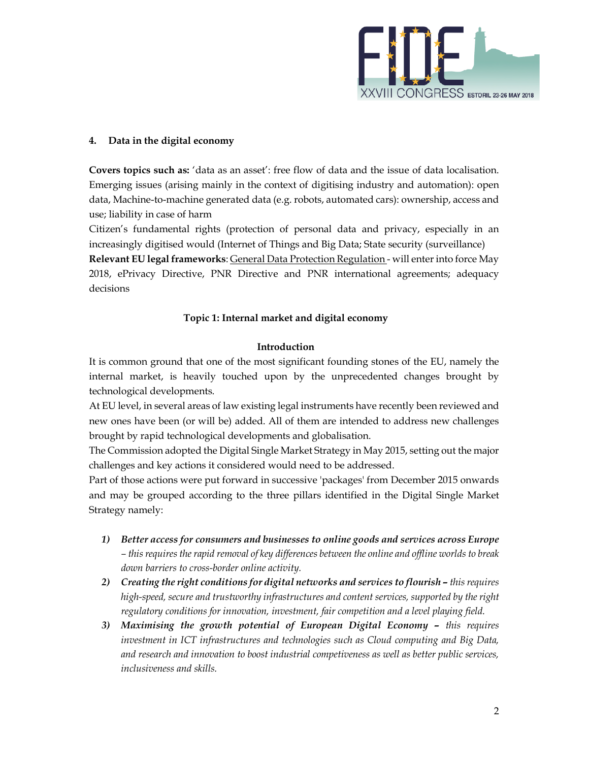## 4. Data in the digital economy

**Covers topics such as:** 'data as an asset': free flow of data and the issue of data localisation. Emerging issues (arising mainly in the context of digitising industry and automation): open data, Machine-to-machine generated data (e.g. robots, automated cars): ownership, access and use; liability in case of harm

Citizen's fundamental rights (protection of personal data and privacy, especially in an increasingly digitised would (Internet of Things and Big Data; State security (surveillance)

**Relevant EU legal frameworks**: General Data Protection Regulation - will enter into force May 2018, ePrivacy Directive, PNR Directive and PNR international agreements; adequacy decisions

### Topic 1: Internal market and digital economy

#### Introduction

It is common ground that one of the most significant founding stones of the EU, namely the internal market, is heavily touched upon by the unprecedented changes brought by technological developments.

At EU level, in several areas of law existing legal instruments have recently been reviewed and new ones have been (or will be) added. All of them are intended to address new challenges brought by rapid technological developments and globalisation.

The Commission adopted the Digital Single Market Strategy in May 2015, setting out the major challenges and key actions it considered would need to be addressed.

Part of those actions were put forward in successive 'packages' from December 2015 onwards and may be grouped according to the three pillars identified in the Digital Single Market Strategy namely:

1) ***Better access for consumers and businesses to online goods and services across Europe*** *– this requires the rapid removal of key differences between the online and offline worlds to break down barriers to cross-border online activity.*
2) ***Creating the right conditions for digital networks and services to flourish –*** *this requires high-speed, secure and trustworthy infrastructures and content services, supported by the right regulatory conditions for innovation, investment, fair competition and a level playing field.*
3) ***Maximising the growth potential of European Digital Economy –*** *this requires investment in ICT infrastructures and technologies such as Cloud computing and Big Data, and research and innovation to boost industrial competiveness as well as better public services, inclusiveness and skills.*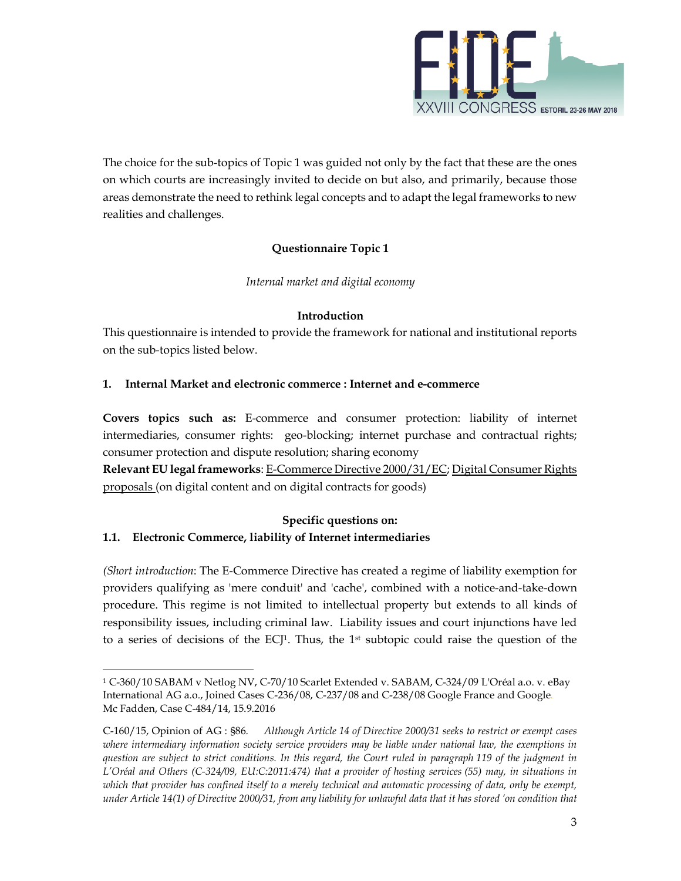The choice for the sub-topics of Topic 1 was guided not only by the fact that these are the ones on which courts are increasingly invited to decide on but also, and primarily, because those areas demonstrate the need to rethink legal concepts and to adapt the legal frameworks to new realities and challenges.

**Questionnaire Topic 1**

*Internal market and digital economy*

**Introduction**

This questionnaire is intended to provide the framework for national and institutional reports on the sub-topics listed below.

## 1. Internal Market and electronic commerce : Internet and e-commerce

**Covers topics such as:** E-commerce and consumer protection: liability of internet intermediaries, consumer rights: geo-blocking; internet purchase and contractual rights; consumer protection and dispute resolution; sharing economy

**Relevant EU legal frameworks**: E-Commerce Directive 2000/31/EC; Digital Consumer Rights proposals (on digital content and on digital contracts for goods)

**Specific questions on:**

### 1.1. Electronic Commerce, liability of Internet intermediaries

*(Short introduction*: The E-Commerce Directive has created a regime of liability exemption for providers qualifying as 'mere conduit' and 'cache', combined with a notice-and-take-down procedure. This regime is not limited to intellectual property but extends to all kinds of responsibility issues, including criminal law. Liability issues and court injunctions have led to a series of decisions of the ECJ[1]. Thus, the 1st subtopic could raise the question of the

---

[1] C-360/10 SABAM v Netlog NV, C-70/10 Scarlet Extended v. SABAM, C-324/09 L'Oréal a.o. v. eBay International AG a.o., Joined Cases C-236/08, C-237/08 and C-238/08 Google France and Google. Mc Fadden, Case C-484/14, 15.9.2016

C-160/15, Opinion of AG : §86. *Although Article 14 of Directive 2000/31 seeks to restrict or exempt cases where intermediary information society service providers may be liable under national law, the exemptions in question are subject to strict conditions. In this regard, the Court ruled in paragraph 119 of the judgment in L'Oréal and Others (C-324/09, EU:C:2011:474) that a provider of hosting services (55) may, in situations in which that provider has confined itself to a merely technical and automatic processing of data, only be exempt, under Article 14(1) of Directive 2000/31, from any liability for unlawful data that it has stored 'on condition that*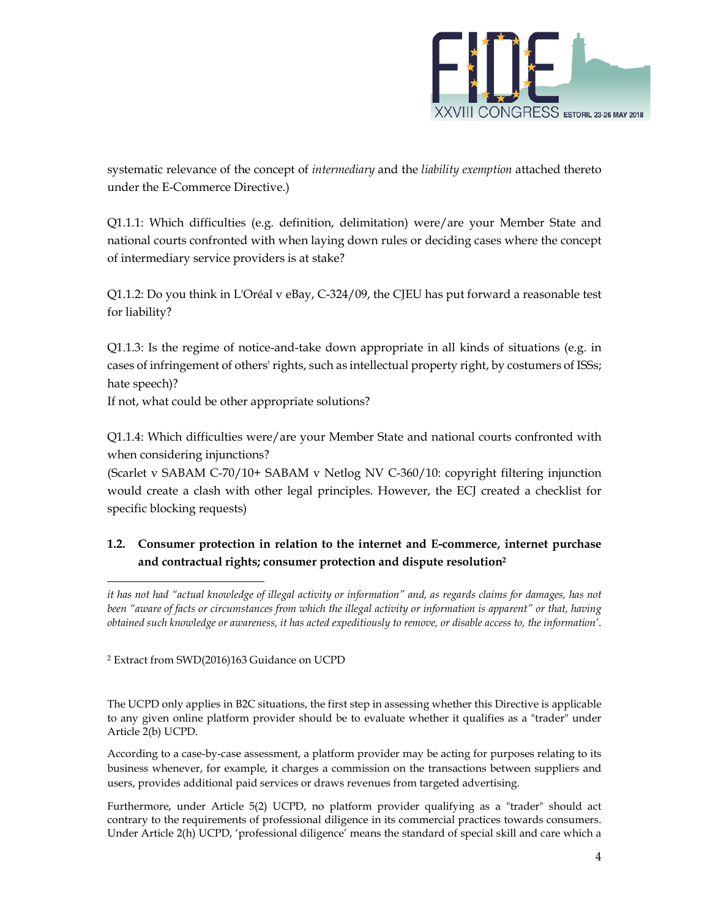systematic relevance of the concept of *intermediary* and the *liability exemption* attached thereto under the E-Commerce Directive.)

Q1.1.1: Which difficulties (e.g. definition, delimitation) were/are your Member State and national courts confronted with when laying down rules or deciding cases where the concept of intermediary service providers is at stake?

Q1.1.2: Do you think in L'Oréal v eBay, C-324/09, the CJEU has put forward a reasonable test for liability?

Q1.1.3: Is the regime of notice-and-take down appropriate in all kinds of situations (e.g. in cases of infringement of others' rights, such as intellectual property right, by costumers of ISSs; hate speech)?
If not, what could be other appropriate solutions?

Q1.1.4: Which difficulties were/are your Member State and national courts confronted with when considering injunctions?
(Scarlet v SABAM C-70/10+ SABAM v Netlog NV C-360/10: copyright filtering injunction would create a clash with other legal principles. However, the ECJ created a checklist for specific blocking requests)

## 1.2. Consumer protection in relation to the internet and E-commerce, internet purchase and contractual rights; consumer protection and dispute resolution[2]

The UCPD only applies in B2C situations, the first step in assessing whether this Directive is applicable to any given online platform provider should be to evaluate whether it qualifies as a "trader" under Article 2(b) UCPD.

According to a case-by-case assessment, a platform provider may be acting for purposes relating to its business whenever, for example, it charges a commission on the transactions between suppliers and users, provides additional paid services or draws revenues from targeted advertising.

Furthermore, under Article 5(2) UCPD, no platform provider qualifying as a "trader" should act contrary to the requirements of professional diligence in its commercial practices towards consumers. Under Article 2(h) UCPD, 'professional diligence' means the standard of special skill and care which a

---

*it has not had "actual knowledge of illegal activity or information" and, as regards claims for damages, has not been "aware of facts or circumstances from which the illegal activity or information is apparent" or that, having obtained such knowledge or awareness, it has acted expeditiously to remove, or disable access to, the information'.*

[2] Extract from SWD(2016)163 Guidance on UCPD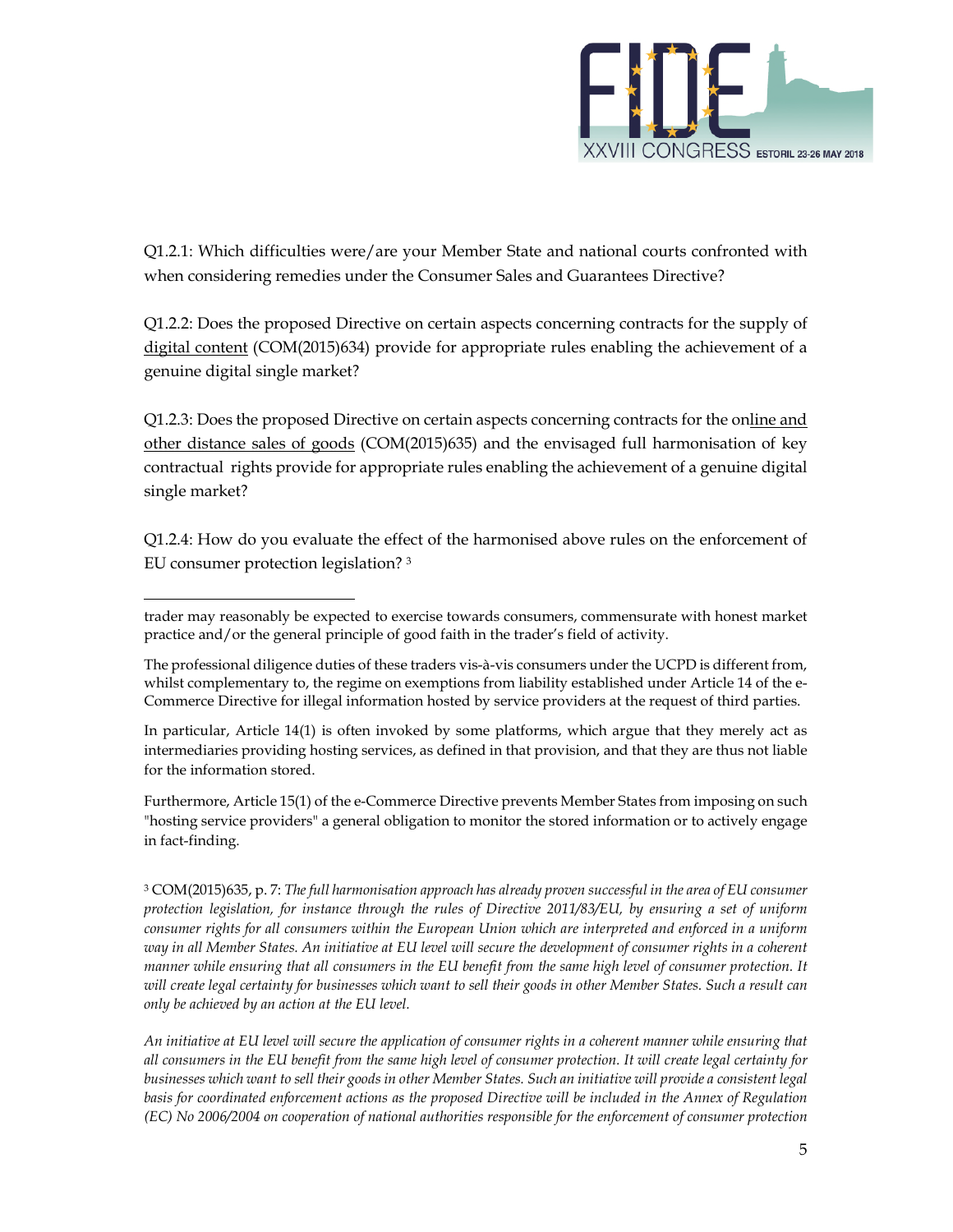Q1.2.1: Which difficulties were/are your Member State and national courts confronted with when considering remedies under the Consumer Sales and Guarantees Directive?

Q1.2.2: Does the proposed Directive on certain aspects concerning contracts for the supply of digital content (COM(2015)634) provide for appropriate rules enabling the achievement of a genuine digital single market?

Q1.2.3: Does the proposed Directive on certain aspects concerning contracts for the online and other distance sales of goods (COM(2015)635) and the envisaged full harmonisation of key contractual rights provide for appropriate rules enabling the achievement of a genuine digital single market?

Q1.2.4: How do you evaluate the effect of the harmonised above rules on the enforcement of EU consumer protection legislation? [3]

---

trader may reasonably be expected to exercise towards consumers, commensurate with honest market practice and/or the general principle of good faith in the trader's field of activity.

The professional diligence duties of these traders vis-à-vis consumers under the UCPD is different from, whilst complementary to, the regime on exemptions from liability established under Article 14 of the e-Commerce Directive for illegal information hosted by service providers at the request of third parties.

In particular, Article 14(1) is often invoked by some platforms, which argue that they merely act as intermediaries providing hosting services, as defined in that provision, and that they are thus not liable for the information stored.

Furthermore, Article 15(1) of the e-Commerce Directive prevents Member States from imposing on such "hosting service providers" a general obligation to monitor the stored information or to actively engage in fact-finding.

[3] COM(2015)635, p. 7: *The full harmonisation approach has already proven successful in the area of EU consumer protection legislation, for instance through the rules of Directive 2011/83/EU, by ensuring a set of uniform consumer rights for all consumers within the European Union which are interpreted and enforced in a uniform way in all Member States. An initiative at EU level will secure the development of consumer rights in a coherent manner while ensuring that all consumers in the EU benefit from the same high level of consumer protection. It will create legal certainty for businesses which want to sell their goods in other Member States. Such a result can only be achieved by an action at the EU level.*

*An initiative at EU level will secure the application of consumer rights in a coherent manner while ensuring that all consumers in the EU benefit from the same high level of consumer protection. It will create legal certainty for businesses which want to sell their goods in other Member States. Such an initiative will provide a consistent legal basis for coordinated enforcement actions as the proposed Directive will be included in the Annex of Regulation (EC) No 2006/2004 on cooperation of national authorities responsible for the enforcement of consumer protection*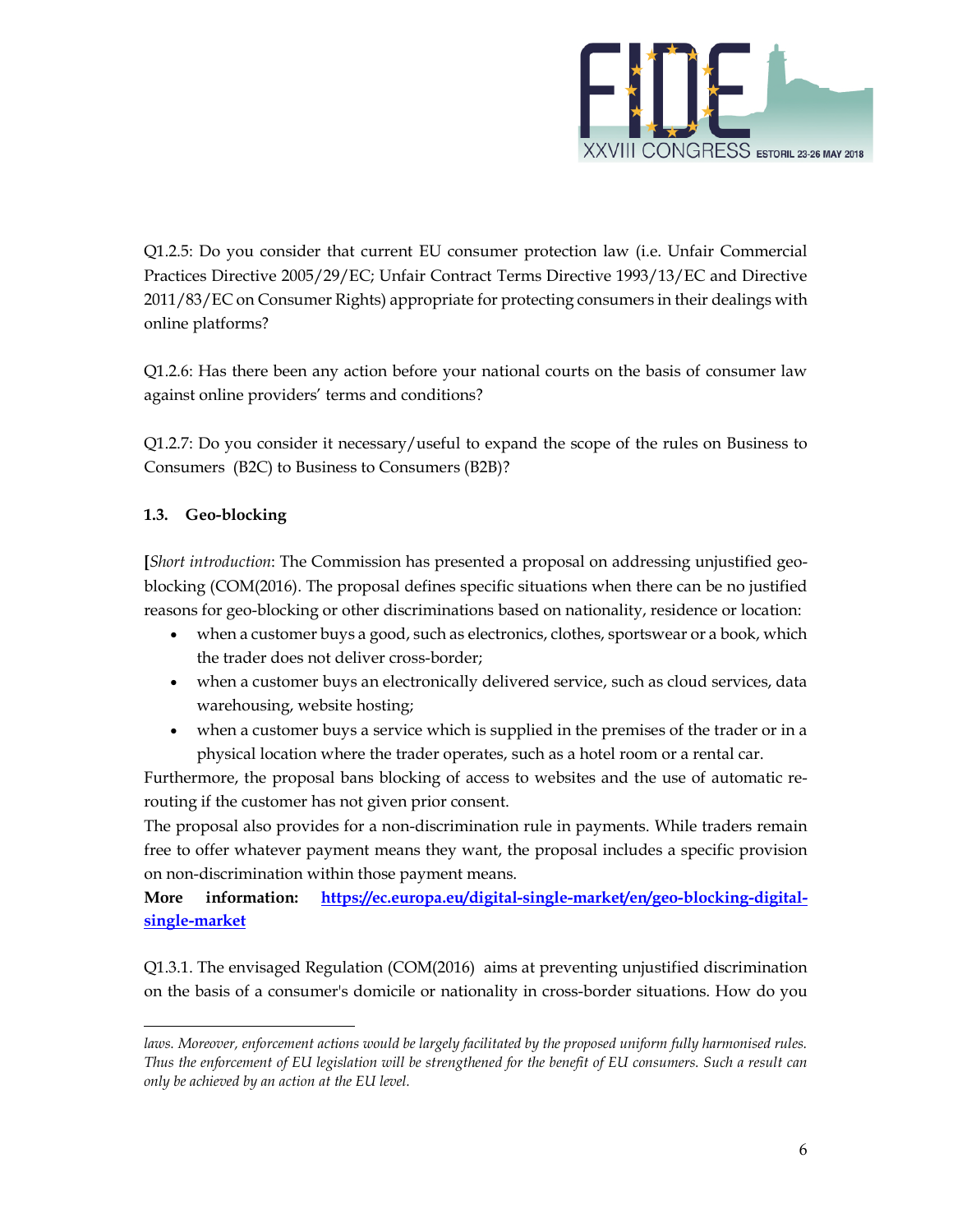Q1.2.5: Do you consider that current EU consumer protection law (i.e. Unfair Commercial Practices Directive 2005/29/EC; Unfair Contract Terms Directive 1993/13/EC and Directive 2011/83/EC on Consumer Rights) appropriate for protecting consumers in their dealings with online platforms?

Q1.2.6: Has there been any action before your national courts on the basis of consumer law against online providers' terms and conditions?

Q1.2.7: Do you consider it necessary/useful to expand the scope of the rules on Business to Consumers (B2C) to Business to Consumers (B2B)?

### 1.3. Geo-blocking

**[***Short introduction*: The Commission has presented a proposal on addressing unjustified geo-blocking (COM(2016). The proposal defines specific situations when there can be no justified reasons for geo-blocking or other discriminations based on nationality, residence or location:

- when a customer buys a good, such as electronics, clothes, sportswear or a book, which the trader does not deliver cross-border;
- when a customer buys an electronically delivered service, such as cloud services, data warehousing, website hosting;
- when a customer buys a service which is supplied in the premises of the trader or in a physical location where the trader operates, such as a hotel room or a rental car.

Furthermore, the proposal bans blocking of access to websites and the use of automatic re-routing if the customer has not given prior consent.

The proposal also provides for a non-discrimination rule in payments. While traders remain free to offer whatever payment means they want, the proposal includes a specific provision on non-discrimination within those payment means.

**More information:** **[https://ec.europa.eu/digital-single-market/en/geo-blocking-digital-single-market](https://ec.europa.eu/digital-single-market/en/geo-blocking-digital-single-market)**

Q1.3.1. The envisaged Regulation (COM(2016) aims at preventing unjustified discrimination on the basis of a consumer's domicile or nationality in cross-border situations. How do you

---

*laws. Moreover, enforcement actions would be largely facilitated by the proposed uniform fully harmonised rules. Thus the enforcement of EU legislation will be strengthened for the benefit of EU consumers. Such a result can only be achieved by an action at the EU level.*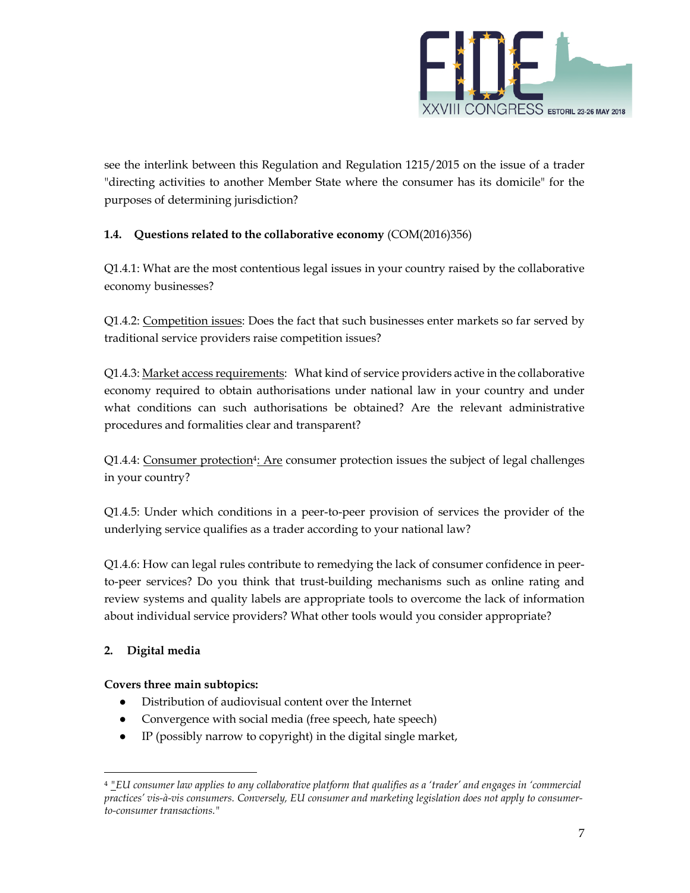see the interlink between this Regulation and Regulation 1215/2015 on the issue of a trader "directing activities to another Member State where the consumer has its domicile" for the purposes of determining jurisdiction?

### 1.4. Questions related to the collaborative economy (COM(2016)356)

Q1.4.1: What are the most contentious legal issues in your country raised by the collaborative economy businesses?

Q1.4.2: Competition issues: Does the fact that such businesses enter markets so far served by traditional service providers raise competition issues?

Q1.4.3: Market access requirements: What kind of service providers active in the collaborative economy required to obtain authorisations under national law in your country and under what conditions can such authorisations be obtained? Are the relevant administrative procedures and formalities clear and transparent?

Q1.4.4: Consumer protection[4]: Are consumer protection issues the subject of legal challenges in your country?

Q1.4.5: Under which conditions in a peer-to-peer provision of services the provider of the underlying service qualifies as a trader according to your national law?

Q1.4.6: How can legal rules contribute to remedying the lack of consumer confidence in peer-to-peer services? Do you think that trust-building mechanisms such as online rating and review systems and quality labels are appropriate tools to overcome the lack of information about individual service providers? What other tools would you consider appropriate?

## 2. Digital media

**Covers three main subtopics:**

- Distribution of audiovisual content over the Internet
- Convergence with social media (free speech, hate speech)
- IP (possibly narrow to copyright) in the digital single market,

---

[4] *"EU consumer law applies to any collaborative platform that qualifies as a 'trader' and engages in 'commercial practices' vis-à-vis consumers. Conversely, EU consumer and marketing legislation does not apply to consumer-to-consumer transactions."*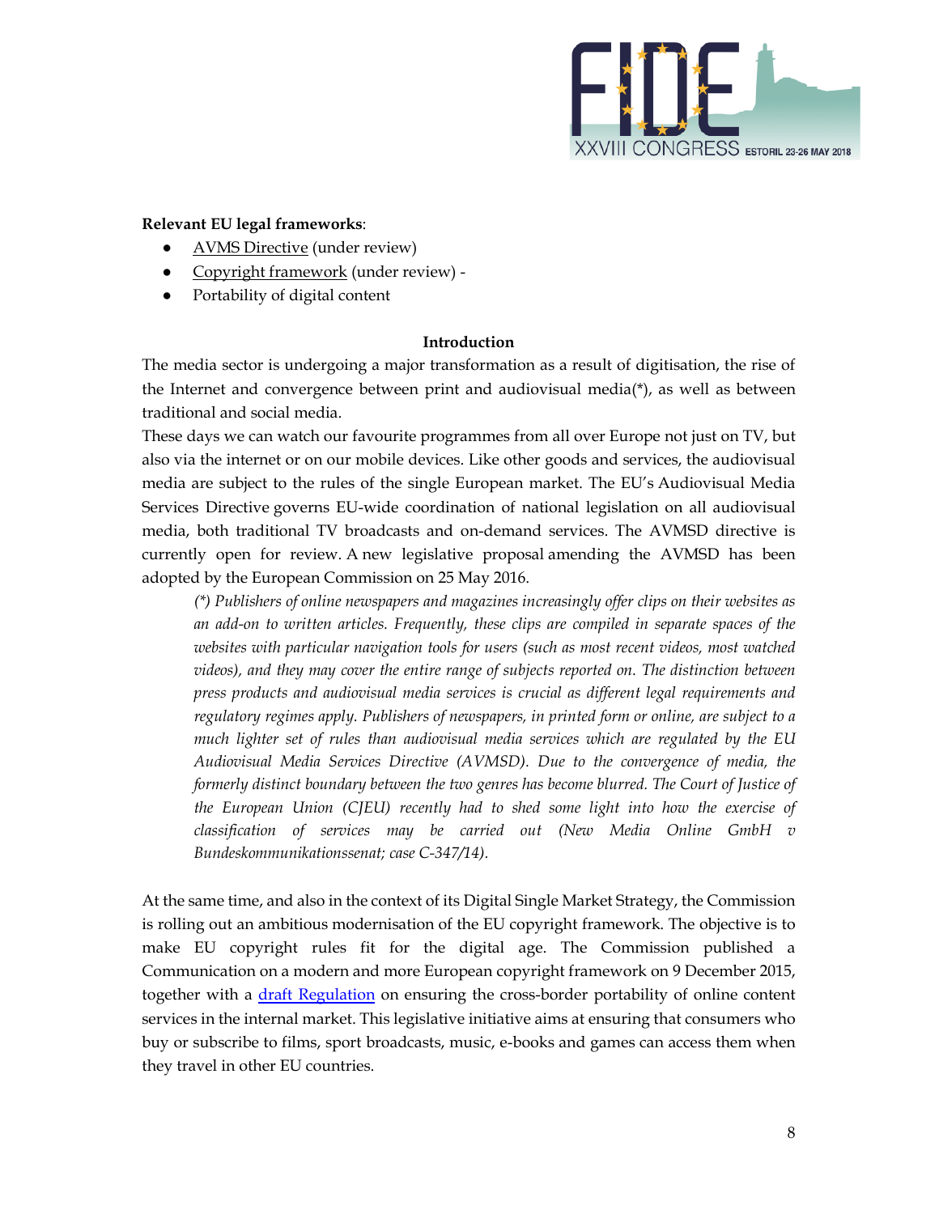**Relevant EU legal frameworks**:

- AVMS Directive (under review)
- Copyright framework (under review) -
- Portability of digital content

**Introduction**

The media sector is undergoing a major transformation as a result of digitisation, the rise of the Internet and convergence between print and audiovisual media(*), as well as between traditional and social media.

These days we can watch our favourite programmes from all over Europe not just on TV, but also via the internet or on our mobile devices. Like other goods and services, the audiovisual media are subject to the rules of the single European market. The EU's Audiovisual Media Services Directive governs EU-wide coordination of national legislation on all audiovisual media, both traditional TV broadcasts and on-demand services. The AVMSD directive is currently open for review. A new legislative proposal amending the AVMSD has been adopted by the European Commission on 25 May 2016.

> *(*) Publishers of online newspapers and magazines increasingly offer clips on their websites as an add-on to written articles. Frequently, these clips are compiled in separate spaces of the websites with particular navigation tools for users (such as most recent videos, most watched videos), and they may cover the entire range of subjects reported on. The distinction between press products and audiovisual media services is crucial as different legal requirements and regulatory regimes apply. Publishers of newspapers, in printed form or online, are subject to a much lighter set of rules than audiovisual media services which are regulated by the EU Audiovisual Media Services Directive (AVMSD). Due to the convergence of media, the formerly distinct boundary between the two genres has become blurred. The Court of Justice of the European Union (CJEU) recently had to shed some light into how the exercise of classification of services may be carried out (New Media Online GmbH v Bundeskommunikationssenat; case C-347/14).*

At the same time, and also in the context of its Digital Single Market Strategy, the Commission is rolling out an ambitious modernisation of the EU copyright framework. The objective is to make EU copyright rules fit for the digital age. The Commission published a Communication on a modern and more European copyright framework on 9 December 2015, together with a draft Regulation on ensuring the cross-border portability of online content services in the internal market. This legislative initiative aims at ensuring that consumers who buy or subscribe to films, sport broadcasts, music, e-books and games can access them when they travel in other EU countries.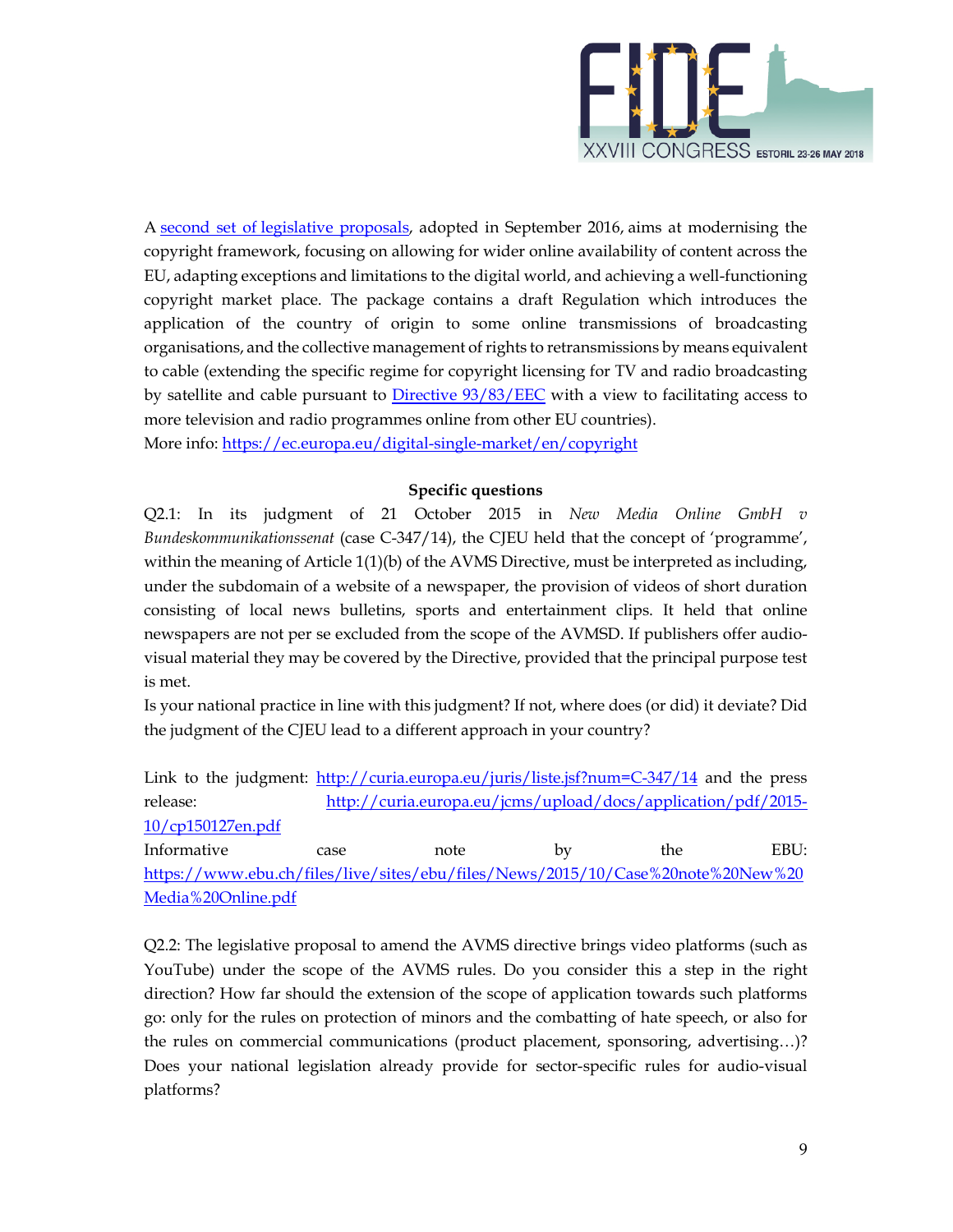A [second set of legislative proposals](), adopted in September 2016, aims at modernising the copyright framework, focusing on allowing for wider online availability of content across the EU, adapting exceptions and limitations to the digital world, and achieving a well-functioning copyright market place. The package contains a draft Regulation which introduces the application of the country of origin to some online transmissions of broadcasting organisations, and the collective management of rights to retransmissions by means equivalent to cable (extending the specific regime for copyright licensing for TV and radio broadcasting by satellite and cable pursuant to [Directive 93/83/EEC]() with a view to facilitating access to more television and radio programmes online from other EU countries).
More info: https://ec.europa.eu/digital-single-market/en/copyright

**Specific questions**

Q2.1: In its judgment of 21 October 2015 in *New Media Online GmbH v Bundeskommunikationssenat* (case C-347/14), the CJEU held that the concept of 'programme', within the meaning of Article 1(1)(b) of the AVMS Directive, must be interpreted as including, under the subdomain of a website of a newspaper, the provision of videos of short duration consisting of local news bulletins, sports and entertainment clips. It held that online newspapers are not per se excluded from the scope of the AVMSD. If publishers offer audio-visual material they may be covered by the Directive, provided that the principal purpose test is met.
Is your national practice in line with this judgment? If not, where does (or did) it deviate? Did the judgment of the CJEU lead to a different approach in your country?

Link to the judgment: http://curia.europa.eu/juris/liste.jsf?num=C-347/14 and the press release: http://curia.europa.eu/jcms/upload/docs/application/pdf/2015-10/cp150127en.pdf
Informative case note by the EBU: https://www.ebu.ch/files/live/sites/ebu/files/News/2015/10/Case%20note%20New%20Media%20Online.pdf

Q2.2: The legislative proposal to amend the AVMS directive brings video platforms (such as YouTube) under the scope of the AVMS rules. Do you consider this a step in the right direction? How far should the extension of the scope of application towards such platforms go: only for the rules on protection of minors and the combatting of hate speech, or also for the rules on commercial communications (product placement, sponsoring, advertising…)? Does your national legislation already provide for sector-specific rules for audio-visual platforms?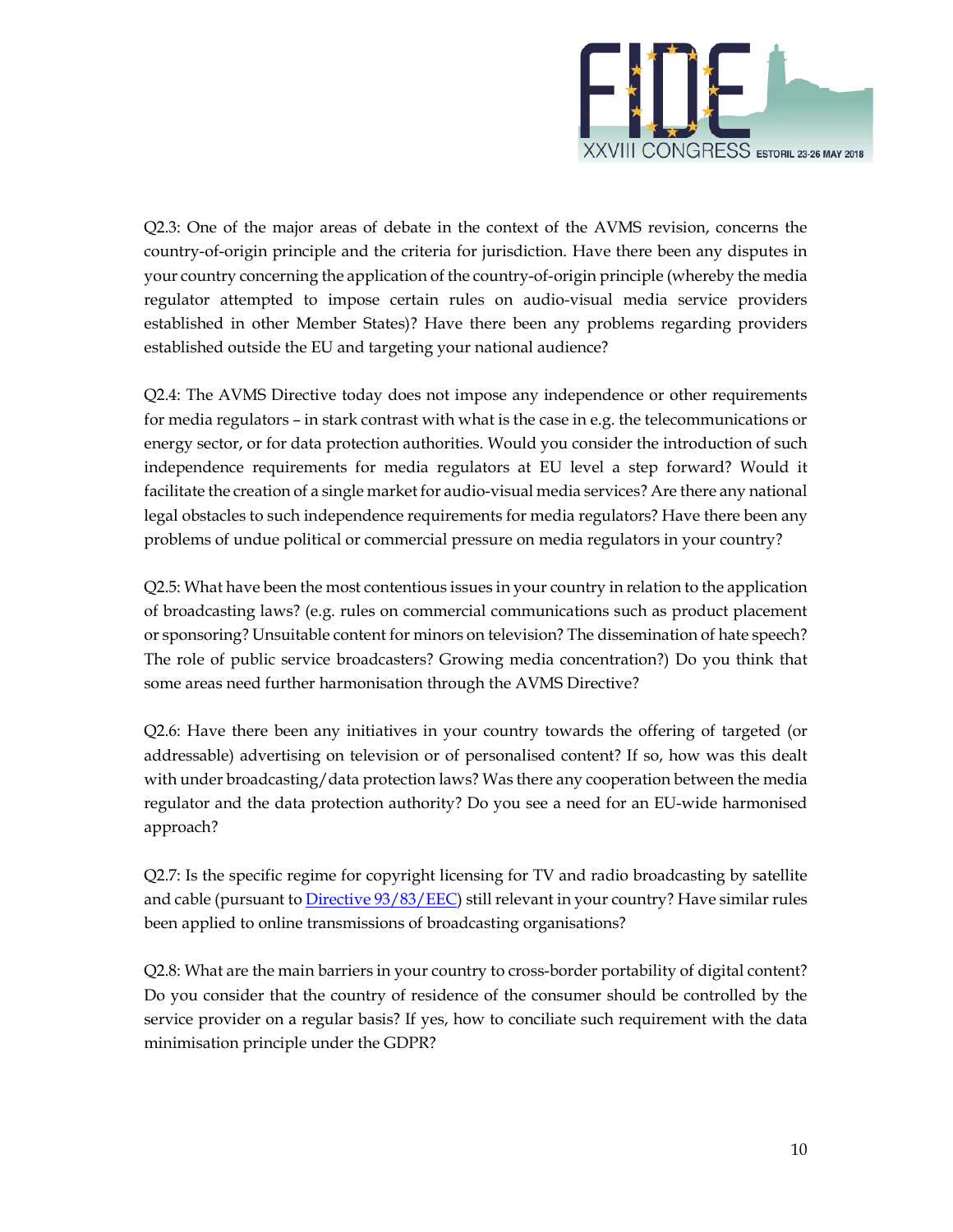Q2.3: One of the major areas of debate in the context of the AVMS revision, concerns the country-of-origin principle and the criteria for jurisdiction. Have there been any disputes in your country concerning the application of the country-of-origin principle (whereby the media regulator attempted to impose certain rules on audio-visual media service providers established in other Member States)? Have there been any problems regarding providers established outside the EU and targeting your national audience?

Q2.4: The AVMS Directive today does not impose any independence or other requirements for media regulators – in stark contrast with what is the case in e.g. the telecommunications or energy sector, or for data protection authorities. Would you consider the introduction of such independence requirements for media regulators at EU level a step forward? Would it facilitate the creation of a single market for audio-visual media services? Are there any national legal obstacles to such independence requirements for media regulators? Have there been any problems of undue political or commercial pressure on media regulators in your country?

Q2.5: What have been the most contentious issues in your country in relation to the application of broadcasting laws? (e.g. rules on commercial communications such as product placement or sponsoring? Unsuitable content for minors on television? The dissemination of hate speech? The role of public service broadcasters? Growing media concentration?) Do you think that some areas need further harmonisation through the AVMS Directive?

Q2.6: Have there been any initiatives in your country towards the offering of targeted (or addressable) advertising on television or of personalised content? If so, how was this dealt with under broadcasting/data protection laws? Was there any cooperation between the media regulator and the data protection authority? Do you see a need for an EU-wide harmonised approach?

Q2.7: Is the specific regime for copyright licensing for TV and radio broadcasting by satellite and cable (pursuant to [Directive 93/83/EEC]) still relevant in your country? Have similar rules been applied to online transmissions of broadcasting organisations?

Q2.8: What are the main barriers in your country to cross-border portability of digital content? Do you consider that the country of residence of the consumer should be controlled by the service provider on a regular basis? If yes, how to conciliate such requirement with the data minimisation principle under the GDPR?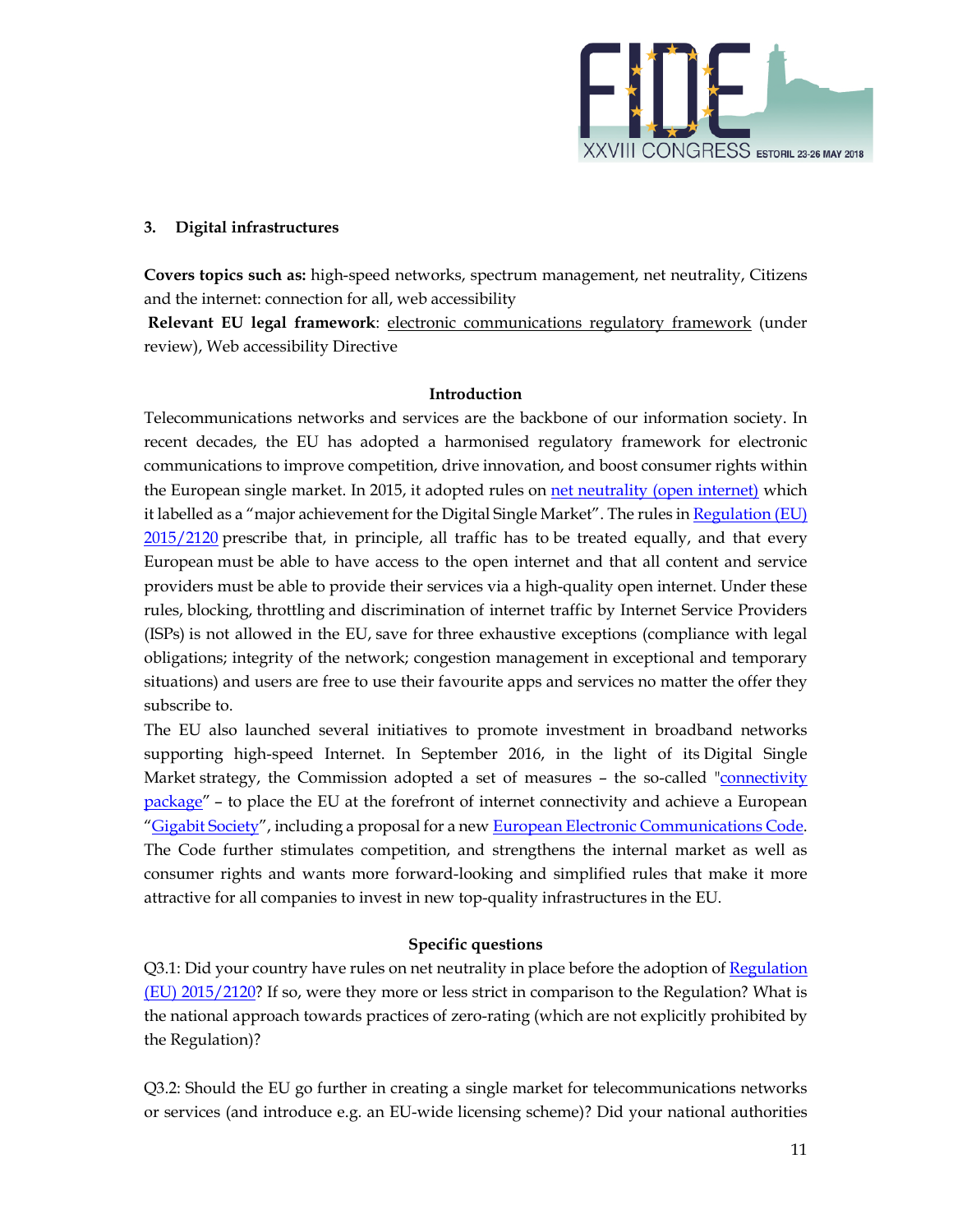### 3. Digital infrastructures

**Covers topics such as:** high-speed networks, spectrum management, net neutrality, Citizens and the internet: connection for all, web accessibility

**Relevant EU legal framework**: electronic communications regulatory framework (under review), Web accessibility Directive

**Introduction**

Telecommunications networks and services are the backbone of our information society. In recent decades, the EU has adopted a harmonised regulatory framework for electronic communications to improve competition, drive innovation, and boost consumer rights within the European single market. In 2015, it adopted rules on net neutrality (open internet) which it labelled as a "major achievement for the Digital Single Market". The rules in Regulation (EU) 2015/2120 prescribe that, in principle, all traffic has to be treated equally, and that every European must be able to have access to the open internet and that all content and service providers must be able to provide their services via a high-quality open internet. Under these rules, blocking, throttling and discrimination of internet traffic by Internet Service Providers (ISPs) is not allowed in the EU, save for three exhaustive exceptions (compliance with legal obligations; integrity of the network; congestion management in exceptional and temporary situations) and users are free to use their favourite apps and services no matter the offer they subscribe to.

The EU also launched several initiatives to promote investment in broadband networks supporting high-speed Internet. In September 2016, in the light of its Digital Single Market strategy, the Commission adopted a set of measures – the so-called "connectivity package" – to place the EU at the forefront of internet connectivity and achieve a European "Gigabit Society", including a proposal for a new European Electronic Communications Code. The Code further stimulates competition, and strengthens the internal market as well as consumer rights and wants more forward-looking and simplified rules that make it more attractive for all companies to invest in new top-quality infrastructures in the EU.

**Specific questions**

Q3.1: Did your country have rules on net neutrality in place before the adoption of Regulation (EU) 2015/2120? If so, were they more or less strict in comparison to the Regulation? What is the national approach towards practices of zero-rating (which are not explicitly prohibited by the Regulation)?

Q3.2: Should the EU go further in creating a single market for telecommunications networks or services (and introduce e.g. an EU-wide licensing scheme)? Did your national authorities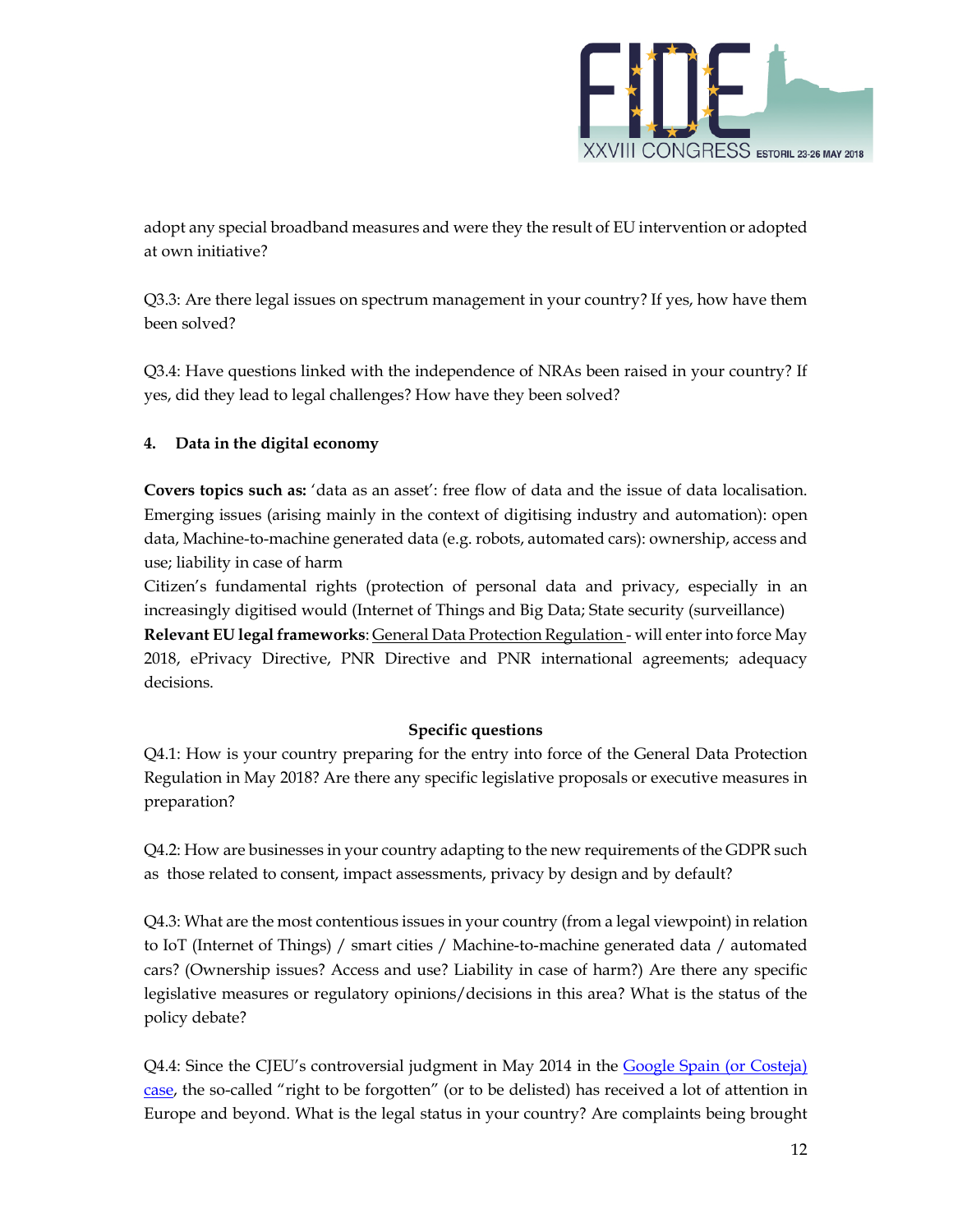adopt any special broadband measures and were they the result of EU intervention or adopted at own initiative?

Q3.3: Are there legal issues on spectrum management in your country? If yes, how have them been solved?

Q3.4: Have questions linked with the independence of NRAs been raised in your country? If yes, did they lead to legal challenges? How have they been solved?

**4. Data in the digital economy**

**Covers topics such as:** 'data as an asset': free flow of data and the issue of data localisation. Emerging issues (arising mainly in the context of digitising industry and automation): open data, Machine-to-machine generated data (e.g. robots, automated cars): ownership, access and use; liability in case of harm

Citizen's fundamental rights (protection of personal data and privacy, especially in an increasingly digitised would (Internet of Things and Big Data; State security (surveillance)

**Relevant EU legal frameworks**: General Data Protection Regulation - will enter into force May 2018, ePrivacy Directive, PNR Directive and PNR international agreements; adequacy decisions.

**Specific questions**

Q4.1: How is your country preparing for the entry into force of the General Data Protection Regulation in May 2018? Are there any specific legislative proposals or executive measures in preparation?

Q4.2: How are businesses in your country adapting to the new requirements of the GDPR such as those related to consent, impact assessments, privacy by design and by default?

Q4.3: What are the most contentious issues in your country (from a legal viewpoint) in relation to IoT (Internet of Things) / smart cities / Machine-to-machine generated data / automated cars? (Ownership issues? Access and use? Liability in case of harm?) Are there any specific legislative measures or regulatory opinions/decisions in this area? What is the status of the policy debate?

Q4.4: Since the CJEU's controversial judgment in May 2014 in the Google Spain (or Costeja) case, the so-called "right to be forgotten" (or to be delisted) has received a lot of attention in Europe and beyond. What is the legal status in your country? Are complaints being brought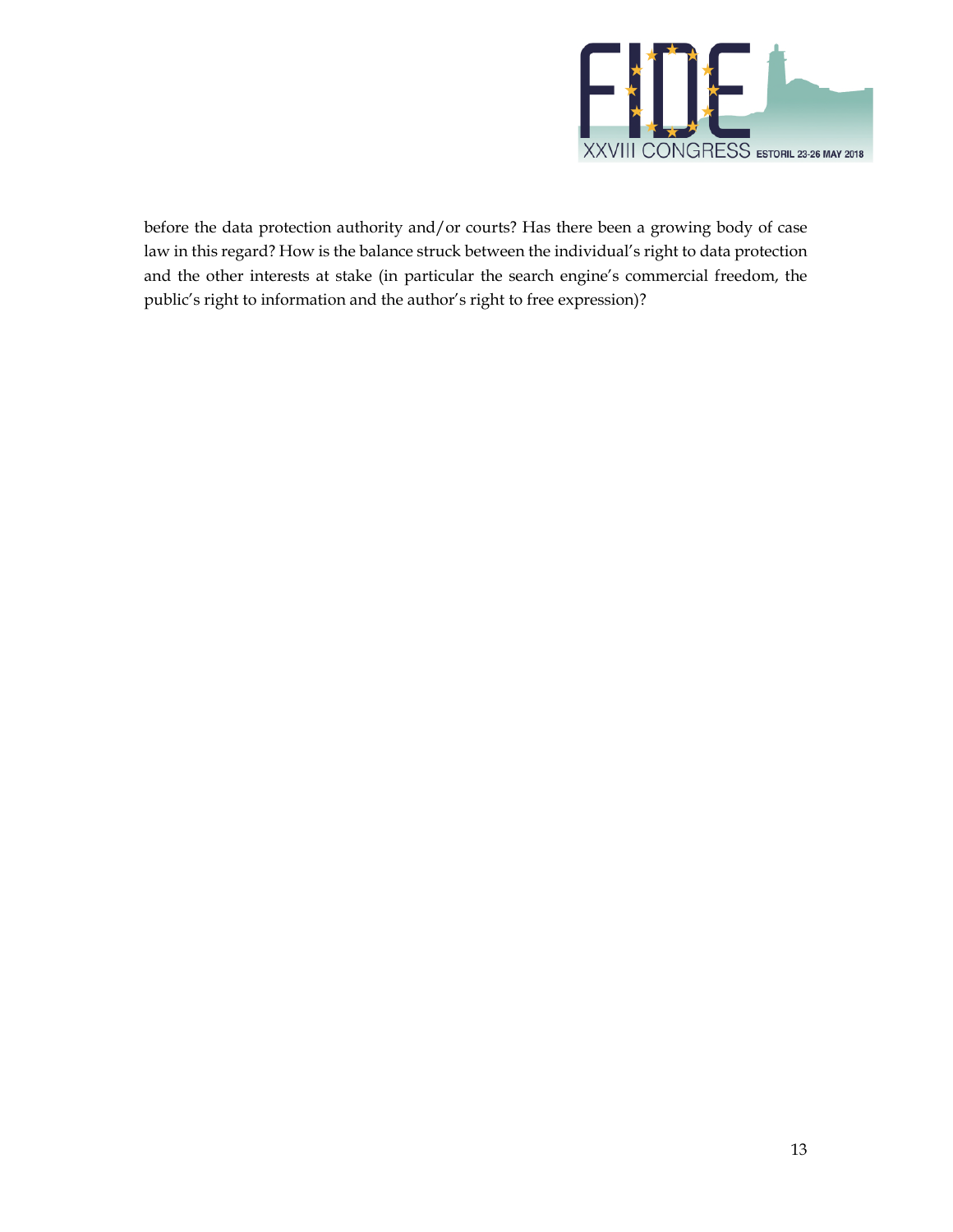before the data protection authority and/or courts? Has there been a growing body of case law in this regard? How is the balance struck between the individual's right to data protection and the other interests at stake (in particular the search engine's commercial freedom, the public's right to information and the author's right to free expression)?